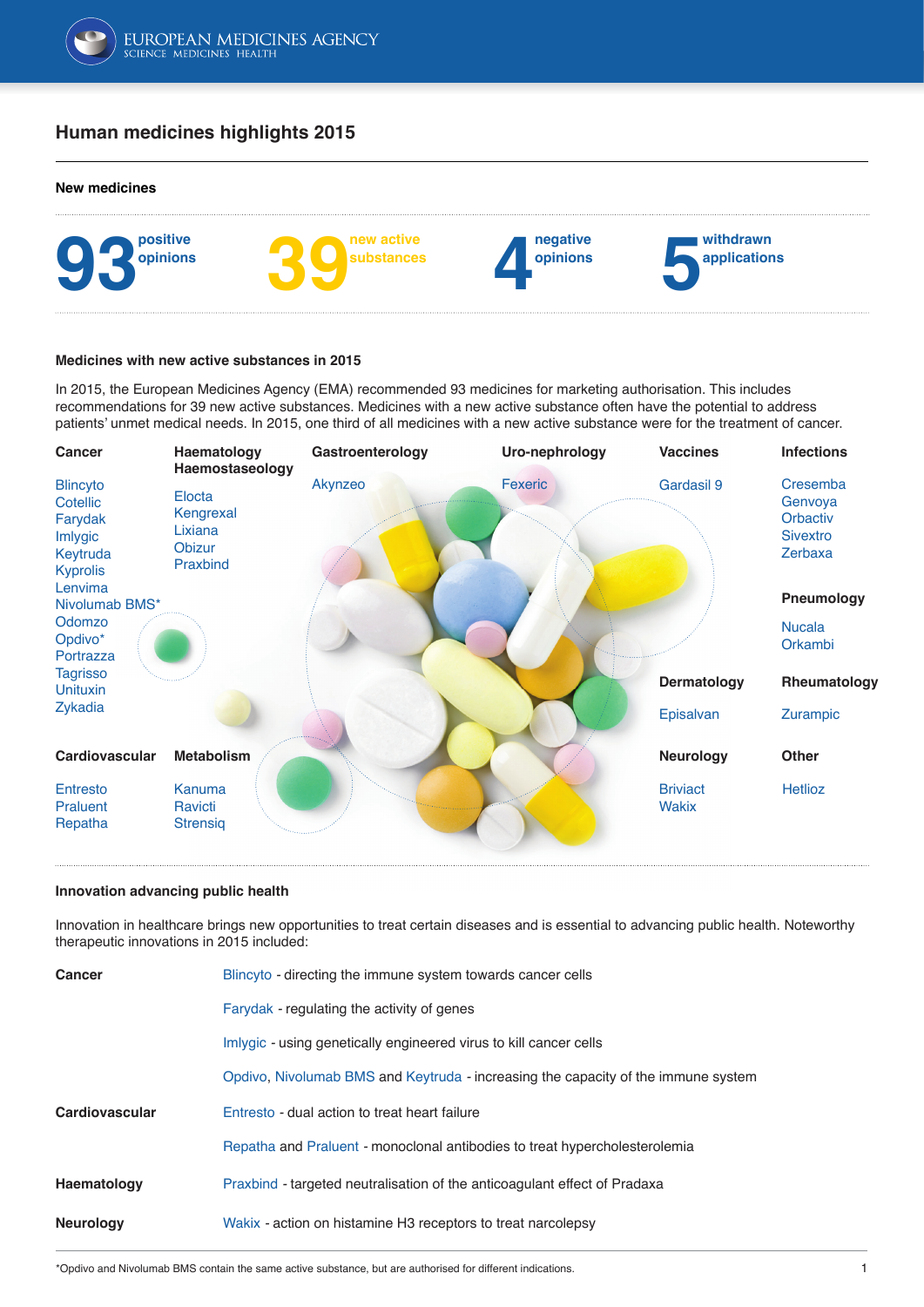# Human medicines highlights 2015

## New medicines

**93** positive opinions

**39** new active substances

**4** negative opinions

**5** withdrawn applications

### Medicines with new active substances in 2015

In 2015, the European Medicines Agency (EMA) recommended 93 medicines for marketing authorisation. This includes recommendations for 39 new active substances. Medicines with a new active substance often have the potential to address patients' unmet medical needs. In 2015, one third of all medicines with a new active substance were for the treatment of cancer.

**Cancer**
- Blincyto
- Cotellic
- Farydak
- Imlygic
- Keytruda
- Kyprolis
- Lenvima
- Nivolumab BMS*
- Odomzo
- Opdivo*
- Portrazza
- Tagrisso
- Unituxin
- Zykadia

**Haematology Haemostaseology**
- Elocta
- Kengrexal
- Lixiana
- Obizur
- Praxbind

**Gastroenterology**
- Akynzeo

**Uro-nephrology**
- Fexeric

**Vaccines**
- Gardasil 9

**Infections**
- Cresemba
- Genvoya
- Orbactiv
- Sivextro
- Zerbaxa

**Pneumology**
- Nucala
- Orkambi

**Dermatology**
- Episalvan

**Rheumatology**
- Zurampic

**Cardiovascular**
- Entresto
- Praluent
- Repatha

**Metabolism**
- Kanuma
- Ravicti
- Strensiq

**Neurology**
- Briviact
- Wakix

**Other**
- Hetlioz

### Innovation advancing public health

Innovation in healthcare brings new opportunities to treat certain diseases and is essential to advancing public health. Noteworthy therapeutic innovations in 2015 included:

**Cancer**
- Blincyto - directing the immune system towards cancer cells
- Farydak - regulating the activity of genes
- Imlygic - using genetically engineered virus to kill cancer cells
- Opdivo, Nivolumab BMS and Keytruda - increasing the capacity of the immune system

**Cardiovascular**
- Entresto - dual action to treat heart failure
- Repatha and Praluent - monoclonal antibodies to treat hypercholesterolemia

**Haematology**
- Praxbind - targeted neutralisation of the anticoagulant effect of Pradaxa

**Neurology**
- Wakix - action on histamine H3 receptors to treat narcolepsy

*Opdivo and Nivolumab BMS contain the same active substance, but are authorised for different indications.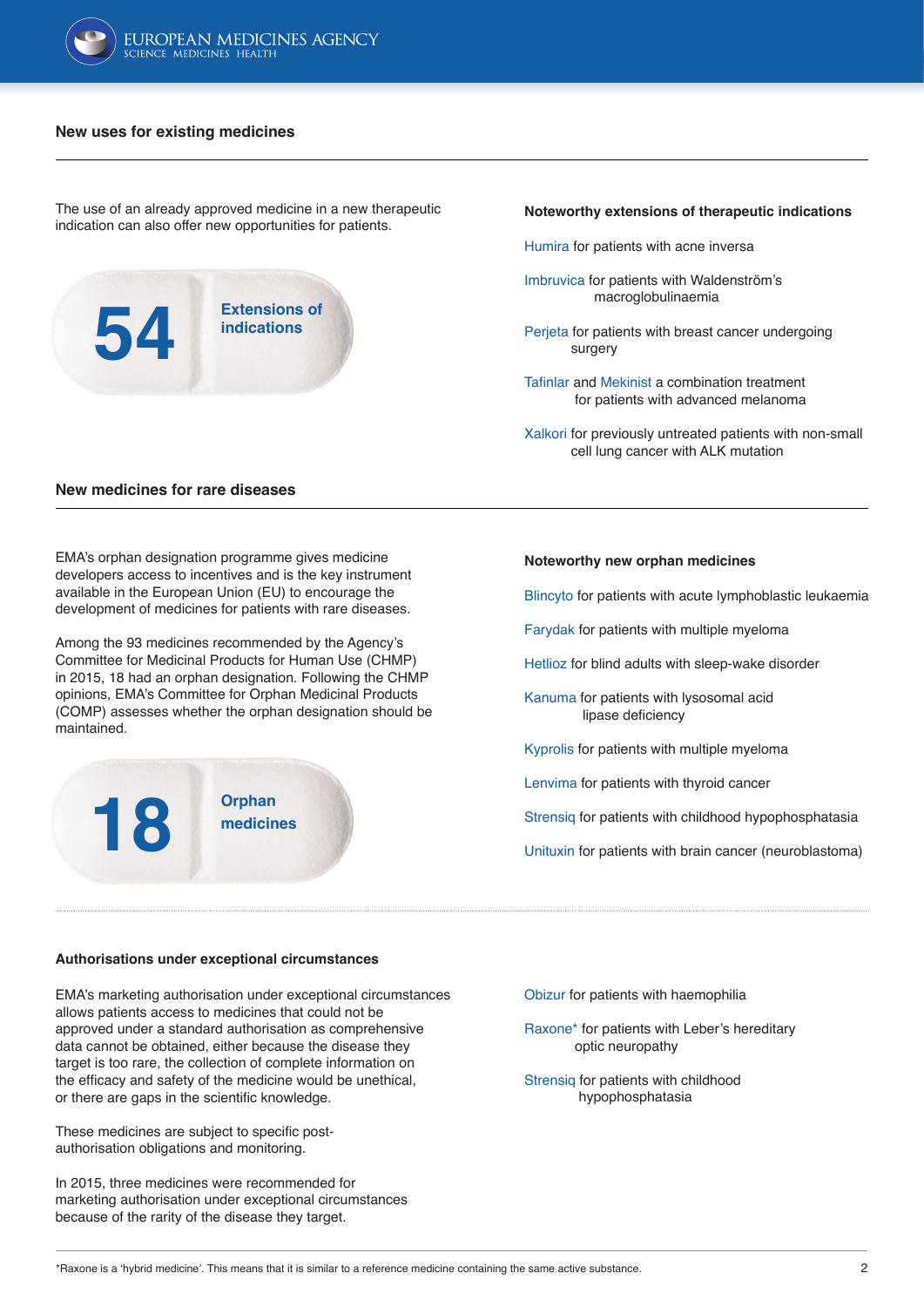## New uses for existing medicines

The use of an already approved medicine in a new therapeutic indication can also offer new opportunities for patients.

**54** Extensions of indications

**Noteworthy extensions of therapeutic indications**

- Humira for patients with acne inversa
- Imbruvica for patients with Waldenström's macroglobulinaemia
- Perjeta for patients with breast cancer undergoing surgery
- Tafinlar and Mekinist a combination treatment for patients with advanced melanoma
- Xalkori for previously untreated patients with non-small cell lung cancer with ALK mutation

## New medicines for rare diseases

EMA's orphan designation programme gives medicine developers access to incentives and is the key instrument available in the European Union (EU) to encourage the development of medicines for patients with rare diseases.

Among the 93 medicines recommended by the Agency's Committee for Medicinal Products for Human Use (CHMP) in 2015, 18 had an orphan designation. Following the CHMP opinions, EMA's Committee for Orphan Medicinal Products (COMP) assesses whether the orphan designation should be maintained.

**18** Orphan medicines

**Noteworthy new orphan medicines**

- Blincyto for patients with acute lymphoblastic leukaemia
- Farydak for patients with multiple myeloma
- Hetlioz for blind adults with sleep-wake disorder
- Kanuma for patients with lysosomal acid lipase deficiency
- Kyprolis for patients with multiple myeloma
- Lenvima for patients with thyroid cancer
- Strensiq for patients with childhood hypophosphatasia
- Unituxin for patients with brain cancer (neuroblastoma)

## Authorisations under exceptional circumstances

EMA's marketing authorisation under exceptional circumstances allows patients access to medicines that could not be approved under a standard authorisation as comprehensive data cannot be obtained, either because the disease they target is too rare, the collection of complete information on the efficacy and safety of the medicine would be unethical, or there are gaps in the scientific knowledge.

These medicines are subject to specific post-authorisation obligations and monitoring.

In 2015, three medicines were recommended for marketing authorisation under exceptional circumstances because of the rarity of the disease they target.

- Obizur for patients with haemophilia
- Raxone* for patients with Leber's hereditary optic neuropathy
- Strensiq for patients with childhood hypophosphatasia

*Raxone is a 'hybrid medicine'. This means that it is similar to a reference medicine containing the same active substance.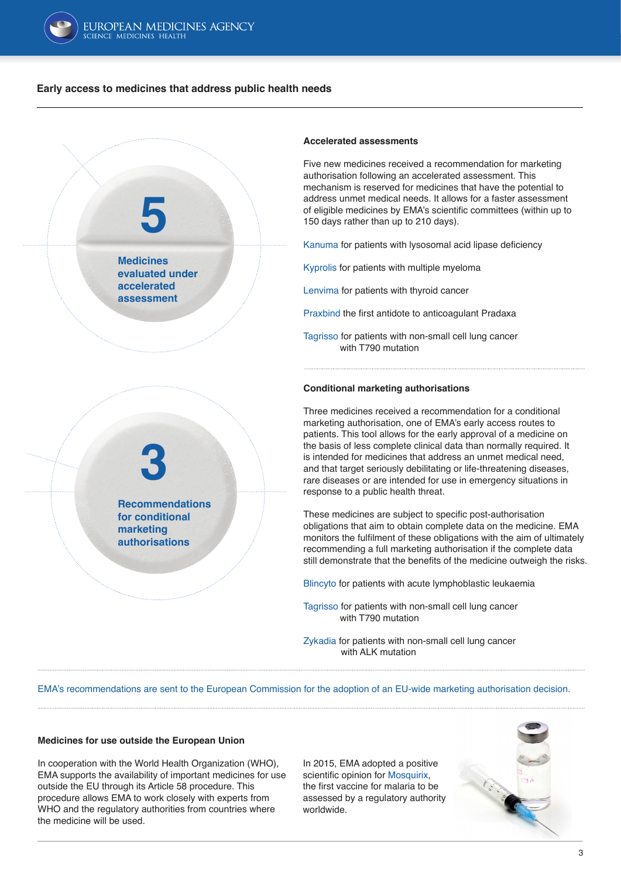## Early access to medicines that address public health needs

**5**

**Medicines evaluated under accelerated assessment**

### Accelerated assessments

Five new medicines received a recommendation for marketing authorisation following an accelerated assessment. This mechanism is reserved for medicines that have the potential to address unmet medical needs. It allows for a faster assessment of eligible medicines by EMA's scientific committees (within up to 150 days rather than up to 210 days).

Kanuma for patients with lysosomal acid lipase deficiency

Kyprolis for patients with multiple myeloma

Lenvima for patients with thyroid cancer

Praxbind the first antidote to anticoagulant Pradaxa

Tagrisso for patients with non-small cell lung cancer with T790 mutation

**3**

**Recommendations for conditional marketing authorisations**

### Conditional marketing authorisations

Three medicines received a recommendation for a conditional marketing authorisation, one of EMA's early access routes to patients. This tool allows for the early approval of a medicine on the basis of less complete clinical data than normally required. It is intended for medicines that address an unmet medical need, and that target seriously debilitating or life-threatening diseases, rare diseases or are intended for use in emergency situations in response to a public health threat.

These medicines are subject to specific post-authorisation obligations that aim to obtain complete data on the medicine. EMA monitors the fulfilment of these obligations with the aim of ultimately recommending a full marketing authorisation if the complete data still demonstrate that the benefits of the medicine outweigh the risks.

Blincyto for patients with acute lymphoblastic leukaemia

Tagrisso for patients with non-small cell lung cancer with T790 mutation

Zykadia for patients with non-small cell lung cancer with ALK mutation

EMA's recommendations are sent to the European Commission for the adoption of an EU-wide marketing authorisation decision.

### Medicines for use outside the European Union

In cooperation with the World Health Organization (WHO), EMA supports the availability of important medicines for use outside the EU through its Article 58 procedure. This procedure allows EMA to work closely with experts from WHO and the regulatory authorities from countries where the medicine will be used.

In 2015, EMA adopted a positive scientific opinion for Mosquirix, the first vaccine for malaria to be assessed by a regulatory authority worldwide.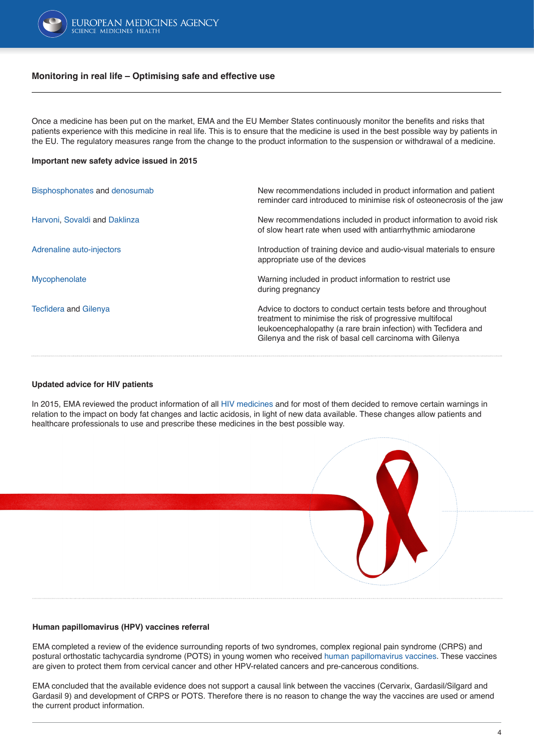## Monitoring in real life – Optimising safe and effective use

Once a medicine has been put on the market, EMA and the EU Member States continuously monitor the benefits and risks that patients experience with this medicine in real life. This is to ensure that the medicine is used in the best possible way by patients in the EU. The regulatory measures range from the change to the product information to the suspension or withdrawal of a medicine.

### Important new safety advice issued in 2015

| Medicine | Safety advice |
|---|---|
| Bisphosphonates and denosumab | New recommendations included in product information and patient reminder card introduced to minimise risk of osteonecrosis of the jaw |
| Harvoni, Sovaldi and Daklinza | New recommendations included in product information to avoid risk of slow heart rate when used with antiarrhythmic amiodarone |
| Adrenaline auto-injectors | Introduction of training device and audio-visual materials to ensure appropriate use of the devices |
| Mycophenolate | Warning included in product information to restrict use during pregnancy |
| Tecfidera and Gilenya | Advice to doctors to conduct certain tests before and throughout treatment to minimise the risk of progressive multifocal leukoencephalopathy (a rare brain infection) with Tecfidera and Gilenya and the risk of basal cell carcinoma with Gilenya |

### Updated advice for HIV patients

In 2015, EMA reviewed the product information of all HIV medicines and for most of them decided to remove certain warnings in relation to the impact on body fat changes and lactic acidosis, in light of new data available. These changes allow patients and healthcare professionals to use and prescribe these medicines in the best possible way.

### Human papillomavirus (HPV) vaccines referral

EMA completed a review of the evidence surrounding reports of two syndromes, complex regional pain syndrome (CRPS) and postural orthostatic tachycardia syndrome (POTS) in young women who received human papillomavirus vaccines. These vaccines are given to protect them from cervical cancer and other HPV-related cancers and pre-cancerous conditions.

EMA concluded that the available evidence does not support a causal link between the vaccines (Cervarix, Gardasil/Silgard and Gardasil 9) and development of CRPS or POTS. Therefore there is no reason to change the way the vaccines are used or amend the current product information.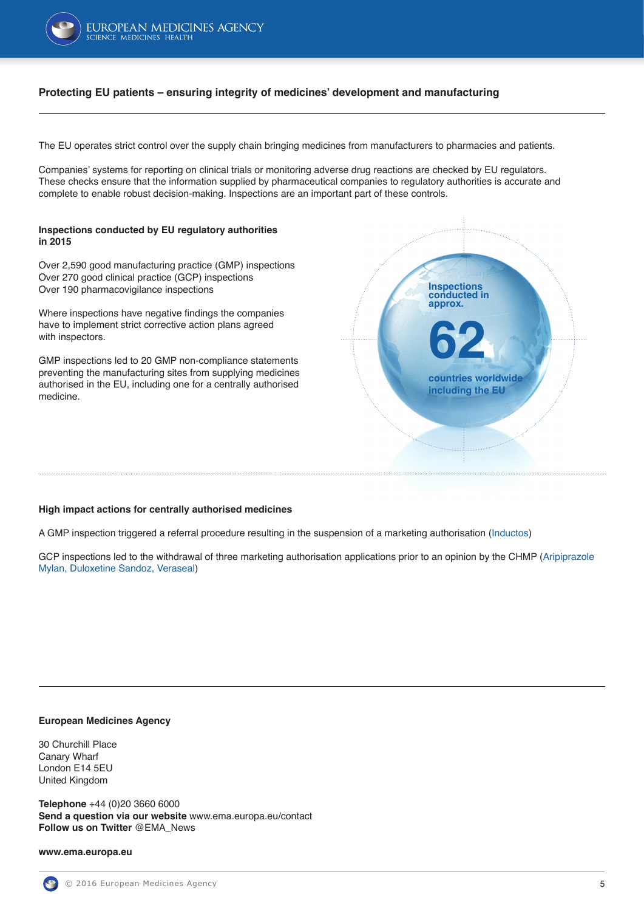## Protecting EU patients – ensuring integrity of medicines' development and manufacturing

The EU operates strict control over the supply chain bringing medicines from manufacturers to pharmacies and patients.

Companies' systems for reporting on clinical trials or monitoring adverse drug reactions are checked by EU regulators. These checks ensure that the information supplied by pharmaceutical companies to regulatory authorities is accurate and complete to enable robust decision-making. Inspections are an important part of these controls.

**Inspections conducted by EU regulatory authorities in 2015**

Over 2,590 good manufacturing practice (GMP) inspections
Over 270 good clinical practice (GCP) inspections
Over 190 pharmacovigilance inspections

Where inspections have negative findings the companies have to implement strict corrective action plans agreed with inspectors.

GMP inspections led to 20 GMP non-compliance statements preventing the manufacturing sites from supplying medicines authorised in the EU, including one for a centrally authorised medicine.

Inspections conducted in approx.
62
countries worldwide including the EU

**High impact actions for centrally authorised medicines**

A GMP inspection triggered a referral procedure resulting in the suspension of a marketing authorisation (Inductos)

GCP inspections led to the withdrawal of three marketing authorisation applications prior to an opinion by the CHMP (Aripiprazole Mylan, Duloxetine Sandoz, Veraseal)

**European Medicines Agency**

30 Churchill Place
Canary Wharf
London E14 5EU
United Kingdom

**Telephone** +44 (0)20 3660 6000
**Send a question via our website** www.ema.europa.eu/contact
**Follow us on Twitter** @EMA_News

**www.ema.europa.eu**

© 2016 European Medicines Agency